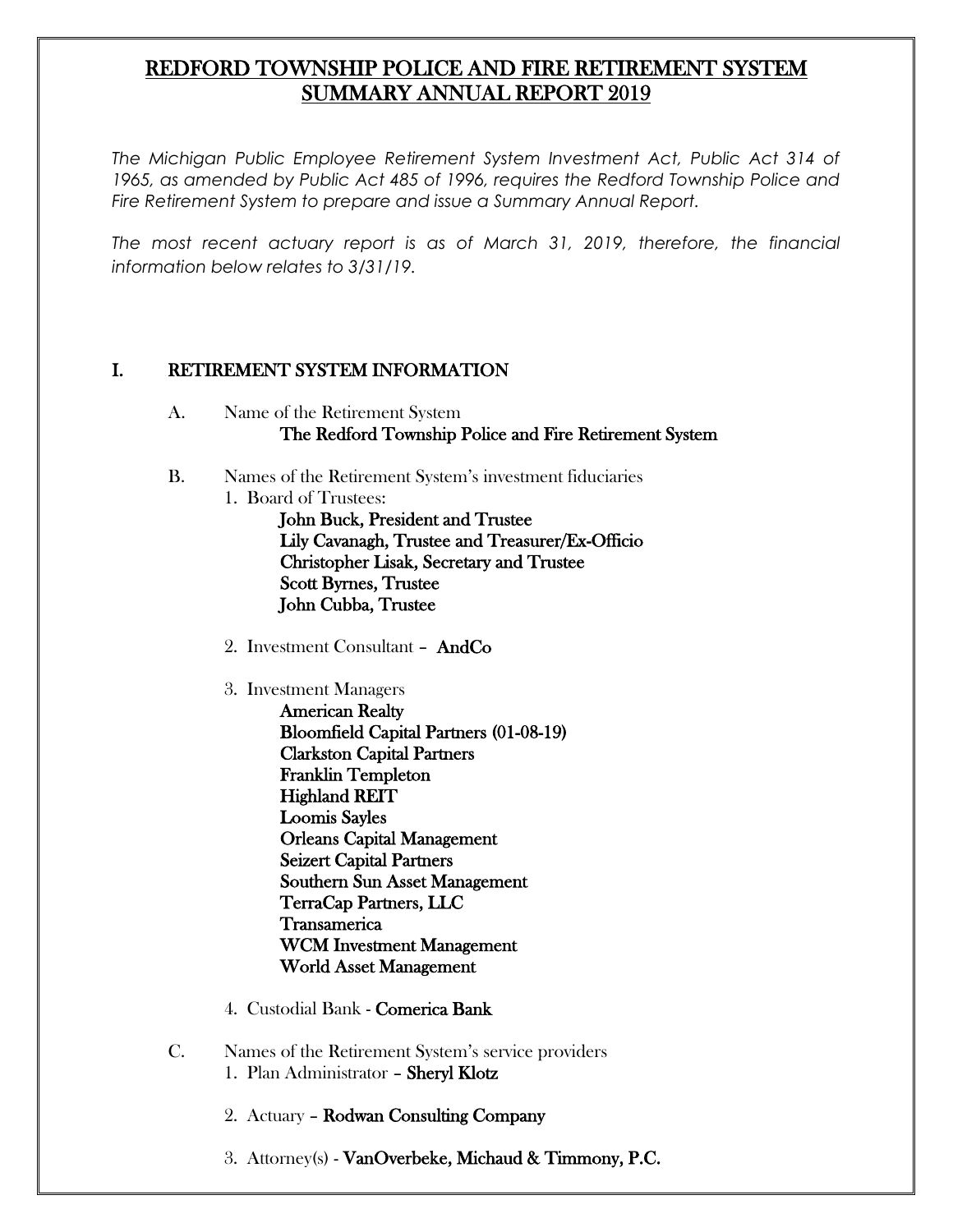# REDFORD TOWNSHIP POLICE AND FIRE RETIREMENT SYSTEM SUMMARY ANNUAL REPORT 2019

*The Michigan Public Employee Retirement System Investment Act, Public Act 314 of 1965, as amended by Public Act 485 of 1996, requires the Redford Township Police and Fire Retirement System to prepare and issue a Summary Annual Report.*

*The most recent actuary report is as of March 31, 2019, therefore, the financial information below relates to 3/31/19.*

## I. RETIREMENT SYSTEM INFORMATION

A. Name of the Retirement System
   **The Redford Township Police and Fire Retirement System**

B. Names of the Retirement System's investment fiduciaries

1. Board of Trustees:
   **John Buck, President and Trustee**
   **Lily Cavanagh, Trustee and Treasurer/Ex-Officio**
   **Christopher Lisak, Secretary and Trustee**
   **Scott Byrnes, Trustee**
   **John Cubba, Trustee**

2. Investment Consultant – **AndCo**

3. Investment Managers
   **American Realty**
   **Bloomfield Capital Partners (01-08-19)**
   **Clarkston Capital Partners**
   **Franklin Templeton**
   **Highland REIT**
   **Loomis Sayles**
   **Orleans Capital Management**
   **Seizert Capital Partners**
   **Southern Sun Asset Management**
   **TerraCap Partners, LLC**
   **Transamerica**
   **WCM Investment Management**
   **World Asset Management**

4. Custodial Bank - **Comerica Bank**

C. Names of the Retirement System's service providers

1. Plan Administrator – **Sheryl Klotz**

2. Actuary – **Rodwan Consulting Company**

3. Attorney(s) - **VanOverbeke, Michaud & Timmony, P.C.**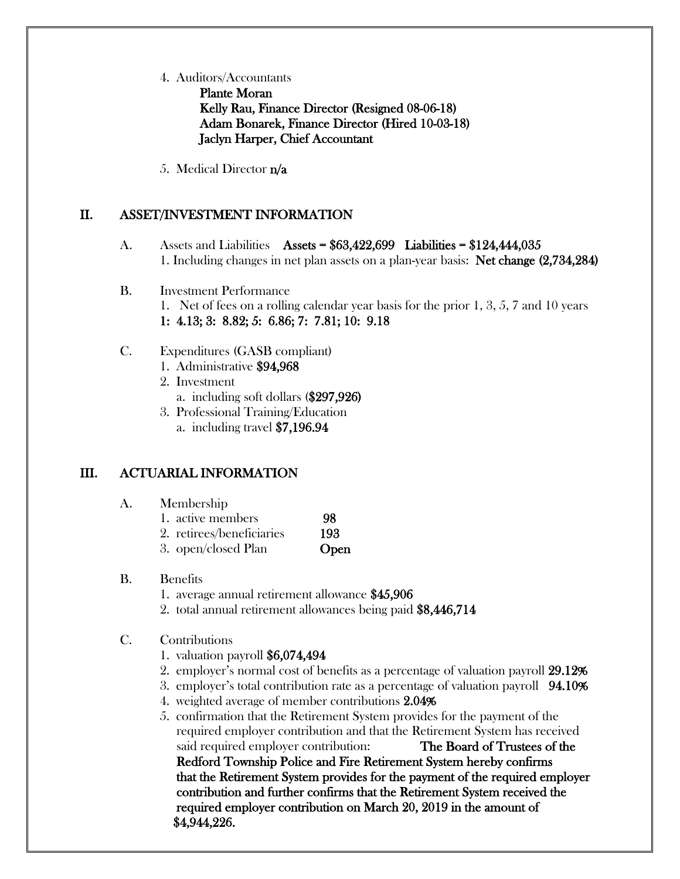4. Auditors/Accountants
   **Plante Moran**
   **Kelly Rau, Finance Director (Resigned 08-06-18)**
   **Adam Bonarek, Finance Director (Hired 10-03-18)**
   **Jaclyn Harper, Chief Accountant**

5. Medical Director **n/a**

## II. ASSET/INVESTMENT INFORMATION

A. Assets and Liabilities **Assets = $63,422,699 Liabilities = $124,444,035**
   1. Including changes in net plan assets on a plan-year basis: **Net change (2,734,284)**

B. Investment Performance
   1. Net of fees on a rolling calendar year basis for the prior 1, 3, 5, 7 and 10 years
   **1: 4.13; 3: 8.82; 5: 6.86; 7: 7.81; 10: 9.18**

C. Expenditures (GASB compliant)
   1. Administrative **$94,968**
   2. Investment
      a. including soft dollars **($297,926)**
   3. Professional Training/Education
      a. including travel **$7,196.94**

## III. ACTUARIAL INFORMATION

A. Membership
   1. active members **98**
   2. retirees/beneficiaries **193**
   3. open/closed Plan **Open**

B. Benefits
   1. average annual retirement allowance **$45,906**
   2. total annual retirement allowances being paid **$8,446,714**

C. Contributions
   1. valuation payroll **$6,074,494**
   2. employer's normal cost of benefits as a percentage of valuation payroll **29.12%**
   3. employer's total contribution rate as a percentage of valuation payroll **94.10%**
   4. weighted average of member contributions **2.04%**
   5. confirmation that the Retirement System provides for the payment of the required employer contribution and that the Retirement System has received said required employer contribution: **The Board of Trustees of the Redford Township Police and Fire Retirement System hereby confirms that the Retirement System provides for the payment of the required employer contribution and further confirms that the Retirement System received the required employer contribution on March 20, 2019 in the amount of $4,944,226.**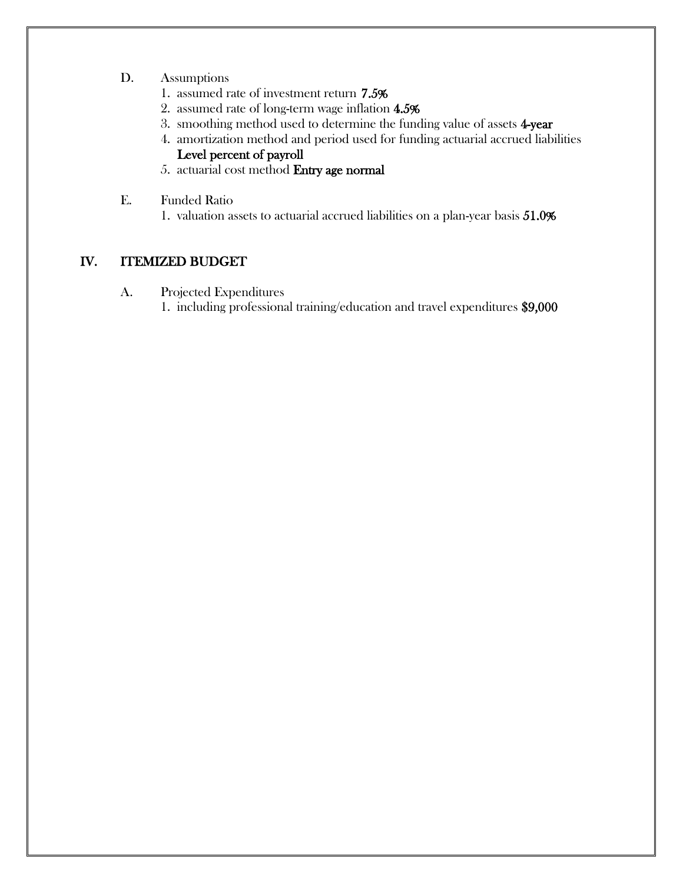D. Assumptions

1. assumed rate of investment return **7.5%**
2. assumed rate of long-term wage inflation **4.5%**
3. smoothing method used to determine the funding value of assets **4-year**
4. amortization method and period used for funding actuarial accrued liabilities **Level percent of payroll**
5. actuarial cost method **Entry age normal**

E. Funded Ratio

1. valuation assets to actuarial accrued liabilities on a plan-year basis **51.0%**

## IV. ITEMIZED BUDGET

A. Projected Expenditures

1. including professional training/education and travel expenditures **$9,000**